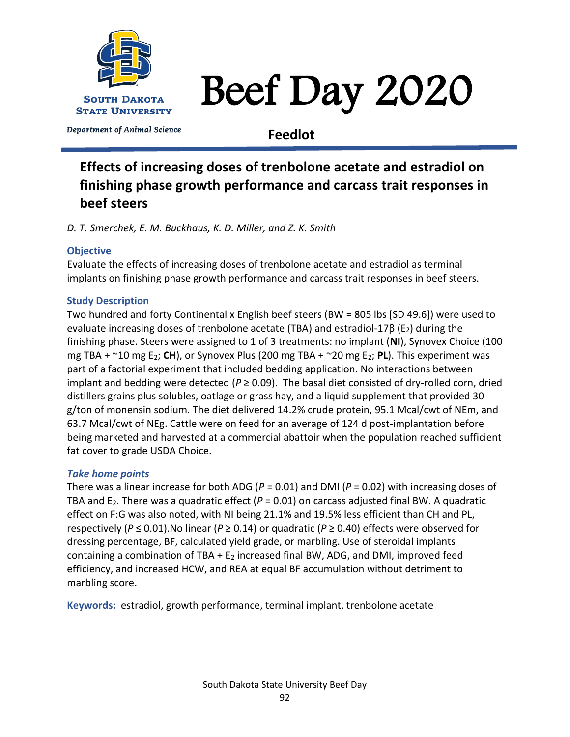# Beef Day 2020

South Dakota State University

Department of Animal Science

**Feedlot**

## Effects of increasing doses of trenbolone acetate and estradiol on finishing phase growth performance and carcass trait responses in beef steers

*D. T. Smerchek, E. M. Buckhaus, K. D. Miller, and Z. K. Smith*

### Objective

Evaluate the effects of increasing doses of trenbolone acetate and estradiol as terminal implants on finishing phase growth performance and carcass trait responses in beef steers.

### Study Description

Two hundred and forty Continental x English beef steers (BW = 805 lbs [SD 49.6]) were used to evaluate increasing doses of trenbolone acetate (TBA) and estradiol-17β ($E_2$) during the finishing phase. Steers were assigned to 1 of 3 treatments: no implant (**NI**), Synovex Choice (100 mg TBA + ~10 mg $E_2$; **CH**), or Synovex Plus (200 mg TBA + ~20 mg $E_2$; **PL**). This experiment was part of a factorial experiment that included bedding application. No interactions between implant and bedding were detected ($P \geq 0.09$). The basal diet consisted of dry-rolled corn, dried distillers grains plus solubles, oatlage or grass hay, and a liquid supplement that provided 30 g/ton of monensin sodium. The diet delivered 14.2% crude protein, 95.1 Mcal/cwt of NEm, and 63.7 Mcal/cwt of NEg. Cattle were on feed for an average of 124 d post-implantation before being marketed and harvested at a commercial abattoir when the population reached sufficient fat cover to grade USDA Choice.

### *Take home points*

There was a linear increase for both ADG ($P = 0.01$) and DMI ($P = 0.02$) with increasing doses of TBA and $E_2$. There was a quadratic effect ($P = 0.01$) on carcass adjusted final BW. A quadratic effect on F:G was also noted, with NI being 21.1% and 19.5% less efficient than CH and PL, respectively ($P \leq 0.01$).No linear ($P \geq 0.14$) or quadratic ($P \geq 0.40$) effects were observed for dressing percentage, BF, calculated yield grade, or marbling. Use of steroidal implants containing a combination of TBA + $E_2$ increased final BW, ADG, and DMI, improved feed efficiency, and increased HCW, and REA at equal BF accumulation without detriment to marbling score.

**Keywords:** estradiol, growth performance, terminal implant, trenbolone acetate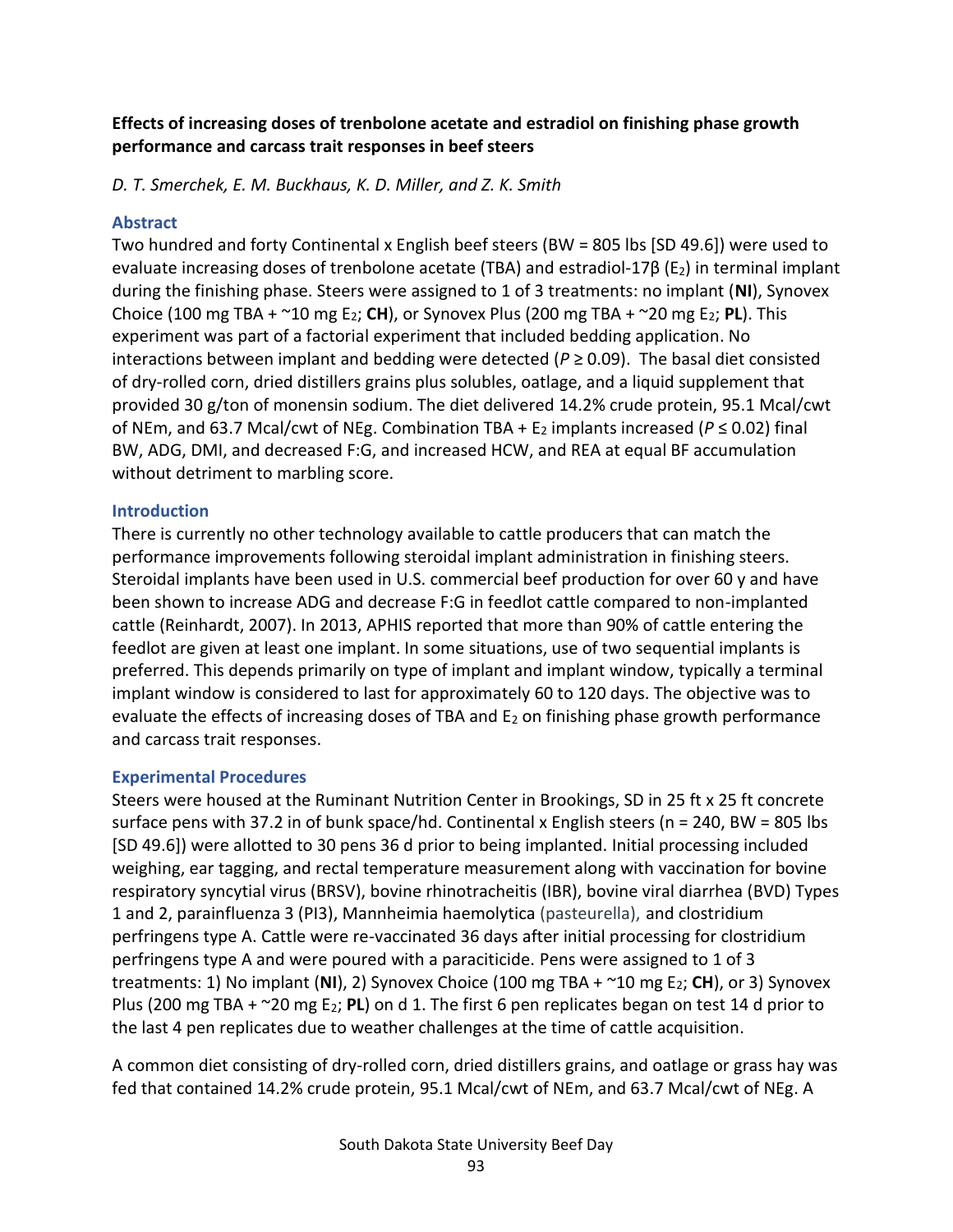**Effects of increasing doses of trenbolone acetate and estradiol on finishing phase growth performance and carcass trait responses in beef steers**

*D. T. Smerchek, E. M. Buckhaus, K. D. Miller, and Z. K. Smith*

## Abstract

Two hundred and forty Continental x English beef steers (BW = 805 lbs [SD 49.6]) were used to evaluate increasing doses of trenbolone acetate (TBA) and estradiol-17β ($E_2$) in terminal implant during the finishing phase. Steers were assigned to 1 of 3 treatments: no implant (**NI**), Synovex Choice (100 mg TBA + ~10 mg $E_2$; **CH**), or Synovex Plus (200 mg TBA + ~20 mg $E_2$; **PL**). This experiment was part of a factorial experiment that included bedding application. No interactions between implant and bedding were detected ($P \geq 0.09$). The basal diet consisted of dry-rolled corn, dried distillers grains plus solubles, oatlage, and a liquid supplement that provided 30 g/ton of monensin sodium. The diet delivered 14.2% crude protein, 95.1 Mcal/cwt of NEm, and 63.7 Mcal/cwt of NEg. Combination TBA + $E_2$ implants increased ($P \leq 0.02$) final BW, ADG, DMI, and decreased F:G, and increased HCW, and REA at equal BF accumulation without detriment to marbling score.

## Introduction

There is currently no other technology available to cattle producers that can match the performance improvements following steroidal implant administration in finishing steers. Steroidal implants have been used in U.S. commercial beef production for over 60 y and have been shown to increase ADG and decrease F:G in feedlot cattle compared to non-implanted cattle (Reinhardt, 2007). In 2013, APHIS reported that more than 90% of cattle entering the feedlot are given at least one implant. In some situations, use of two sequential implants is preferred. This depends primarily on type of implant and implant window, typically a terminal implant window is considered to last for approximately 60 to 120 days. The objective was to evaluate the effects of increasing doses of TBA and $E_2$ on finishing phase growth performance and carcass trait responses.

## Experimental Procedures

Steers were housed at the Ruminant Nutrition Center in Brookings, SD in 25 ft x 25 ft concrete surface pens with 37.2 in of bunk space/hd. Continental x English steers (n = 240, BW = 805 lbs [SD 49.6]) were allotted to 30 pens 36 d prior to being implanted. Initial processing included weighing, ear tagging, and rectal temperature measurement along with vaccination for bovine respiratory syncytial virus (BRSV), bovine rhinotracheitis (IBR), bovine viral diarrhea (BVD) Types 1 and 2, parainfluenza 3 (PI3), Mannheimia haemolytica (pasteurella), and clostridium perfringens type A. Cattle were re-vaccinated 36 days after initial processing for clostridium perfringens type A and were poured with a paraciticide. Pens were assigned to 1 of 3 treatments: 1) No implant (**NI**), 2) Synovex Choice (100 mg TBA + ~10 mg $E_2$; **CH**), or 3) Synovex Plus (200 mg TBA + ~20 mg $E_2$; **PL**) on d 1. The first 6 pen replicates began on test 14 d prior to the last 4 pen replicates due to weather challenges at the time of cattle acquisition.

A common diet consisting of dry-rolled corn, dried distillers grains, and oatlage or grass hay was fed that contained 14.2% crude protein, 95.1 Mcal/cwt of NEm, and 63.7 Mcal/cwt of NEg. A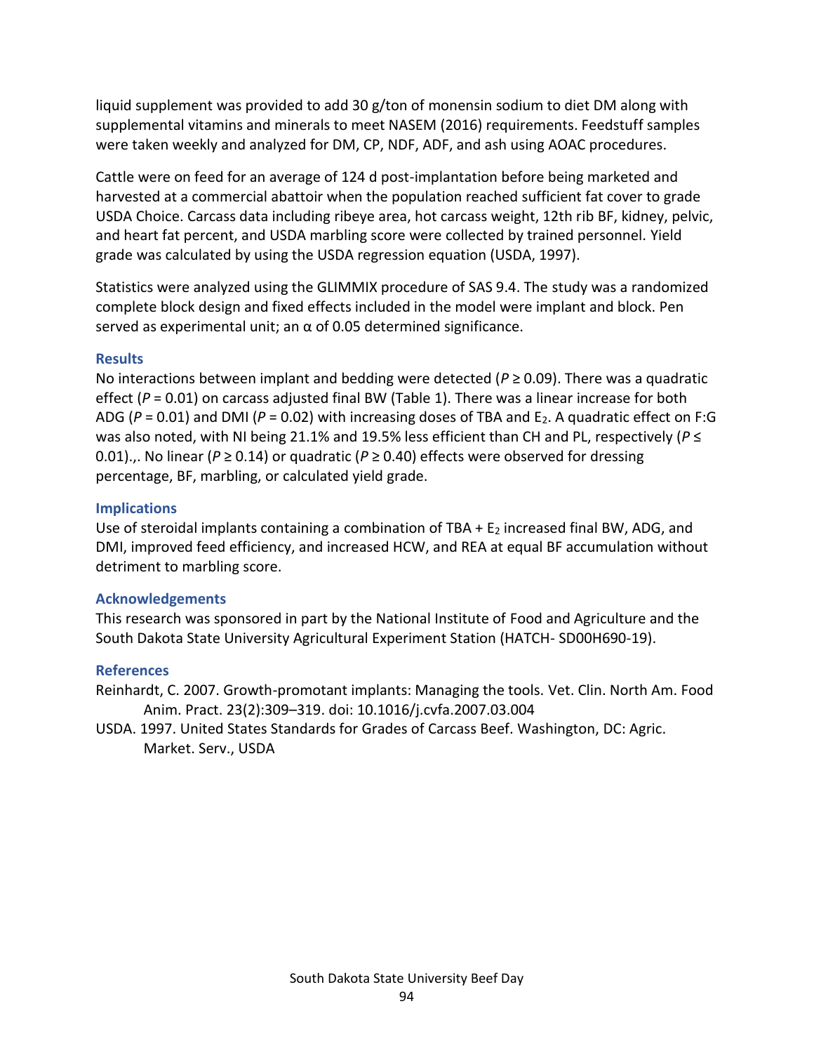liquid supplement was provided to add 30 g/ton of monensin sodium to diet DM along with supplemental vitamins and minerals to meet NASEM (2016) requirements. Feedstuff samples were taken weekly and analyzed for DM, CP, NDF, ADF, and ash using AOAC procedures.

Cattle were on feed for an average of 124 d post-implantation before being marketed and harvested at a commercial abattoir when the population reached sufficient fat cover to grade USDA Choice. Carcass data including ribeye area, hot carcass weight, 12th rib BF, kidney, pelvic, and heart fat percent, and USDA marbling score were collected by trained personnel. Yield grade was calculated by using the USDA regression equation (USDA, 1997).

Statistics were analyzed using the GLIMMIX procedure of SAS 9.4. The study was a randomized complete block design and fixed effects included in the model were implant and block. Pen served as experimental unit; an $\alpha$ of 0.05 determined significance.

### Results

No interactions between implant and bedding were detected ($P \geq 0.09$). There was a quadratic effect ($P = 0.01$) on carcass adjusted final BW (Table 1). There was a linear increase for both ADG ($P = 0.01$) and DMI ($P = 0.02$) with increasing doses of TBA and $E_2$. A quadratic effect on F:G was also noted, with NI being 21.1% and 19.5% less efficient than CH and PL, respectively ($P \leq 0.01$).,. No linear ($P \geq 0.14$) or quadratic ($P \geq 0.40$) effects were observed for dressing percentage, BF, marbling, or calculated yield grade.

### Implications

Use of steroidal implants containing a combination of TBA + $E_2$ increased final BW, ADG, and DMI, improved feed efficiency, and increased HCW, and REA at equal BF accumulation without detriment to marbling score.

### Acknowledgements

This research was sponsored in part by the National Institute of Food and Agriculture and the South Dakota State University Agricultural Experiment Station (HATCH- SD00H690-19).

### References

Reinhardt, C. 2007. Growth-promotant implants: Managing the tools. Vet. Clin. North Am. Food Anim. Pract. 23(2):309–319. doi: 10.1016/j.cvfa.2007.03.004

USDA. 1997. United States Standards for Grades of Carcass Beef. Washington, DC: Agric. Market. Serv., USDA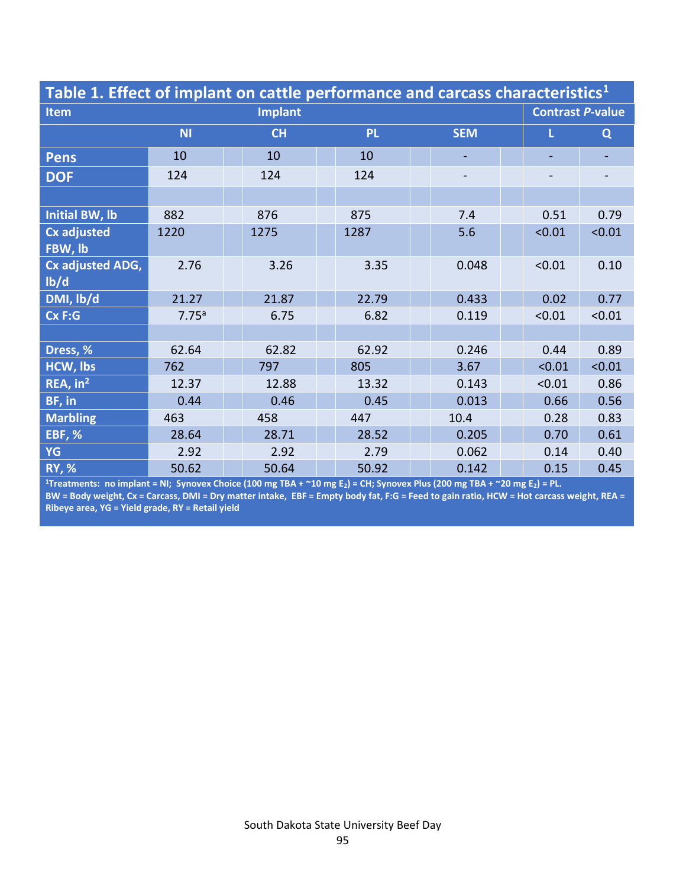## Table 1. Effect of implant on cattle performance and carcass characteristics[1]

| Item | Implant | | | | Contrast *P*-value | |
|---|---|---|---|---|---|---|
| | NI | CH | PL | SEM | L | Q |
| Pens | 10 | 10 | 10 | - | - | - |
| DOF | 124 | 124 | 124 | - | - | - |
| | | | | | | |
| Initial BW, lb | 882 | 876 | 875 | 7.4 | 0.51 | 0.79 |
| Cx adjusted FBW, lb | 1220 | 1275 | 1287 | 5.6 | <0.01 | <0.01 |
| Cx adjusted ADG, lb/d | 2.76 | 3.26 | 3.35 | 0.048 | <0.01 | 0.10 |
| DMI, lb/d | 21.27 | 21.87 | 22.79 | 0.433 | 0.02 | 0.77 |
| Cx F:G | 7.75[a] | 6.75 | 6.82 | 0.119 | <0.01 | <0.01 |
| | | | | | | |
| Dress, % | 62.64 | 62.82 | 62.92 | 0.246 | 0.44 | 0.89 |
| HCW, lbs | 762 | 797 | 805 | 3.67 | <0.01 | <0.01 |
| REA, $in^2$ | 12.37 | 12.88 | 13.32 | 0.143 | <0.01 | 0.86 |
| BF, in | 0.44 | 0.46 | 0.45 | 0.013 | 0.66 | 0.56 |
| Marbling | 463 | 458 | 447 | 10.4 | 0.28 | 0.83 |
| EBF, % | 28.64 | 28.71 | 28.52 | 0.205 | 0.70 | 0.61 |
| YG | 2.92 | 2.92 | 2.79 | 0.062 | 0.14 | 0.40 |
| RY, % | 50.62 | 50.64 | 50.92 | 0.142 | 0.15 | 0.45 |

[1]Treatments: no implant = NI; Synovex Choice (100 mg TBA + ~10 mg $E_2$) = CH; Synovex Plus (200 mg TBA + ~20 mg $E_2$) = PL.
BW = Body weight, Cx = Carcass, DMI = Dry matter intake, EBF = Empty body fat, F:G = Feed to gain ratio, HCW = Hot carcass weight, REA = Ribeye area, YG = Yield grade, RY = Retail yield